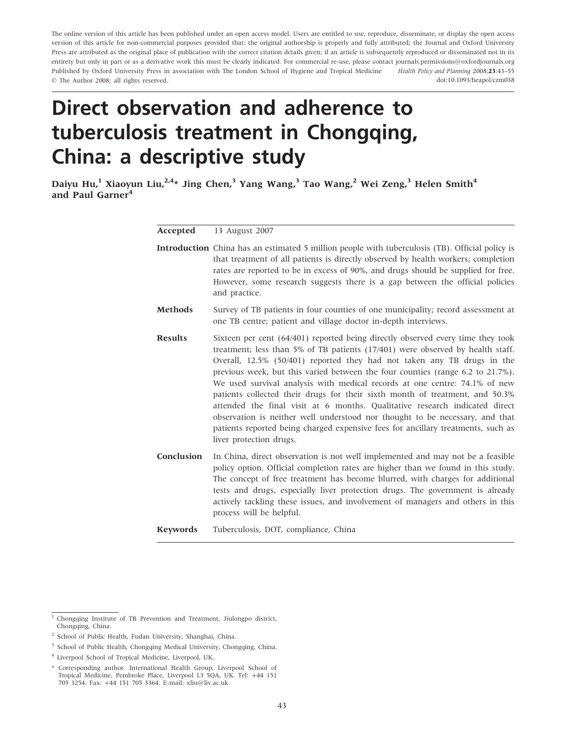The online version of this article has been published under an open access model. Users are entitled to use, reproduce, disseminate, or display the open access version of this article for non-commercial purposes provided that: the original authorship is properly and fully attributed; the Journal and Oxford University Press are attributed as the original place of publication with the correct citation details given; if an article is subsequently reproduced or disseminated not in its entirety but only in part or as a derivative work this must be clearly indicated. For commercial re-use, please contact journals.permissions@oxfordjournals.org

Published by Oxford University Press in association with The London School of Hygiene and Tropical Medicine

© The Author 2008; all rights reserved.

doi:10.1093/heapol/czm038

# Direct observation and adherence to tuberculosis treatment in Chongqing, China: a descriptive study

**Daiyu Hu,[1] Xiaoyun Liu,[2,4]* Jing Chen,[3] Yang Wang,[3] Tao Wang,[2] Wei Zeng,[3] Helen Smith[4] and Paul Garner[4]**

**Accepted** 13 August 2007

**Introduction** China has an estimated 5 million people with tuberculosis (TB). Official policy is that treatment of all patients is directly observed by health workers; completion rates are reported to be in excess of 90%, and drugs should be supplied for free. However, some research suggests there is a gap between the official policies and practice.

**Methods** Survey of TB patients in four counties of one municipality; record assessment at one TB centre; patient and village doctor in-depth interviews.

**Results** Sixteen per cent (64/401) reported being directly observed every time they took treatment; less than 5% of TB patients (17/401) were observed by health staff. Overall, 12.5% (50/401) reported they had not taken any TB drugs in the previous week, but this varied between the four counties (range 6.2 to 21.7%). We used survival analysis with medical records at one centre: 74.1% of new patients collected their drugs for their sixth month of treatment, and 50.3% attended the final visit at 6 months. Qualitative research indicated direct observation is neither well understood nor thought to be necessary, and that patients reported being charged expensive fees for ancillary treatments, such as liver protection drugs.

**Conclusion** In China, direct observation is not well implemented and may not be a feasible policy option. Official completion rates are higher than we found in this study. The concept of free treatment has become blurred, with charges for additional tests and drugs, especially liver protection drugs. The government is already actively tackling these issues, and involvement of managers and others in this process will be helpful.

**Keywords** Tuberculosis, DOT, compliance, China

---

[1] Chongqing Institute of TB Prevention and Treatment, Jiulongpo district, Chongqing, China.

[2] School of Public Health, Fudan University, Shanghai, China.

[3] School of Public Health, Chongqing Medical University, Chongqing, China.

[4] Liverpool School of Tropical Medicine, Liverpool, UK.

\* Corresponding author. International Health Group, Liverpool School of Tropical Medicine, Pembroke Place, Liverpool L3 5QA, UK. Tel: +44 151 705 3254. Fax: +44 151 705 3364. E-mail: xliu@liv.ac.uk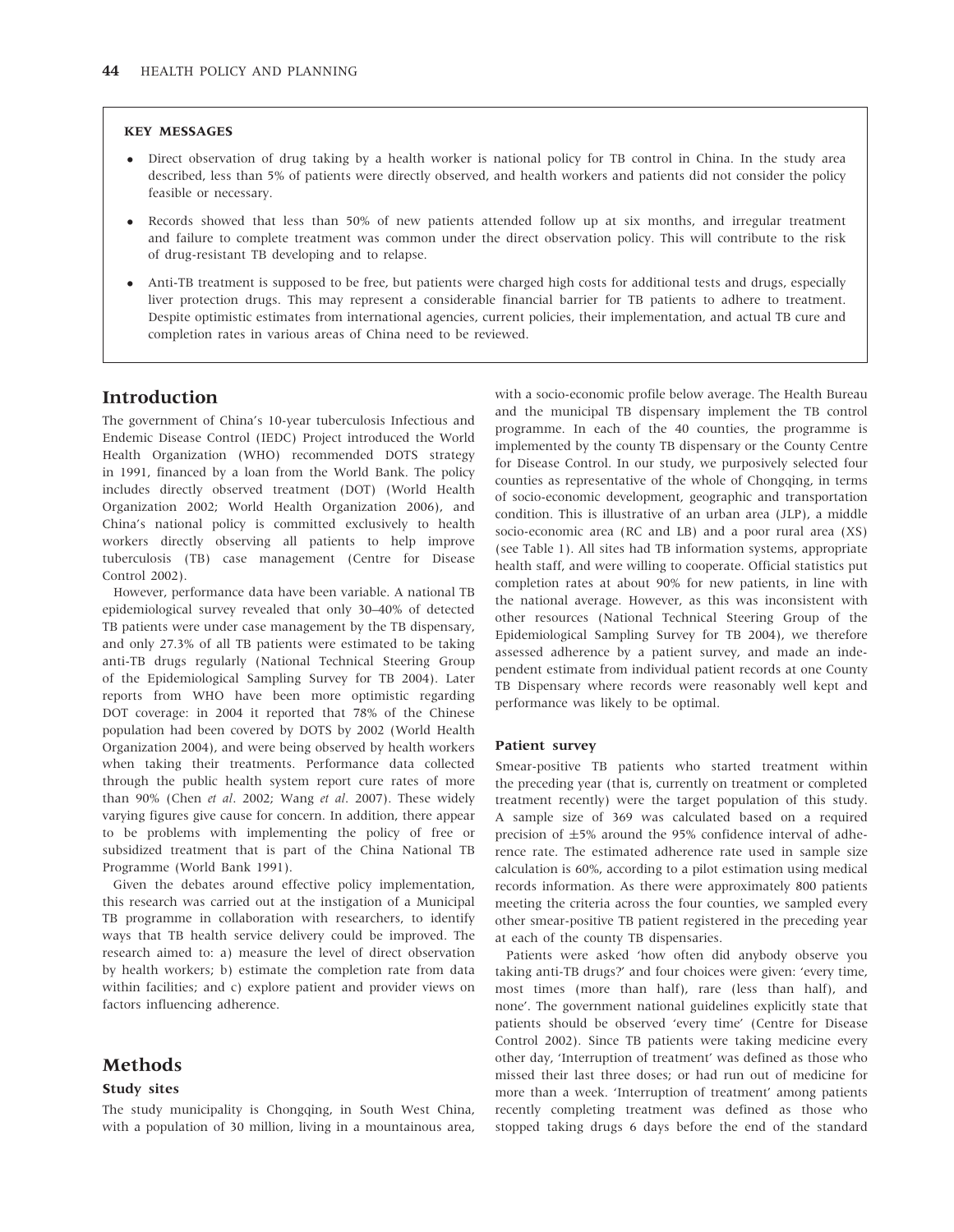**KEY MESSAGES**

- Direct observation of drug taking by a health worker is national policy for TB control in China. In the study area described, less than 5% of patients were directly observed, and health workers and patients did not consider the policy feasible or necessary.
- Records showed that less than 50% of new patients attended follow up at six months, and irregular treatment and failure to complete treatment was common under the direct observation policy. This will contribute to the risk of drug-resistant TB developing and to relapse.
- Anti-TB treatment is supposed to be free, but patients were charged high costs for additional tests and drugs, especially liver protection drugs. This may represent a considerable financial barrier for TB patients to adhere to treatment. Despite optimistic estimates from international agencies, current policies, their implementation, and actual TB cure and completion rates in various areas of China need to be reviewed.

## Introduction

The government of China's 10-year tuberculosis Infectious and Endemic Disease Control (IEDC) Project introduced the World Health Organization (WHO) recommended DOTS strategy in 1991, financed by a loan from the World Bank. The policy includes directly observed treatment (DOT) (World Health Organization 2002; World Health Organization 2006), and China's national policy is committed exclusively to health workers directly observing all patients to help improve tuberculosis (TB) case management (Centre for Disease Control 2002).

However, performance data have been variable. A national TB epidemiological survey revealed that only 30–40% of detected TB patients were under case management by the TB dispensary, and only 27.3% of all TB patients were estimated to be taking anti-TB drugs regularly (National Technical Steering Group of the Epidemiological Sampling Survey for TB 2004). Later reports from WHO have been more optimistic regarding DOT coverage: in 2004 it reported that 78% of the Chinese population had been covered by DOTS by 2002 (World Health Organization 2004), and were being observed by health workers when taking their treatments. Performance data collected through the public health system report cure rates of more than 90% (Chen *et al*. 2002; Wang *et al*. 2007). These widely varying figures give cause for concern. In addition, there appear to be problems with implementing the policy of free or subsidized treatment that is part of the China National TB Programme (World Bank 1991).

Given the debates around effective policy implementation, this research was carried out at the instigation of a Municipal TB programme in collaboration with researchers, to identify ways that TB health service delivery could be improved. The research aimed to: a) measure the level of direct observation by health workers; b) estimate the completion rate from data within facilities; and c) explore patient and provider views on factors influencing adherence.

## Methods

### Study sites

The study municipality is Chongqing, in South West China, with a population of 30 million, living in a mountainous area, with a socio-economic profile below average. The Health Bureau and the municipal TB dispensary implement the TB control programme. In each of the 40 counties, the programme is implemented by the county TB dispensary or the County Centre for Disease Control. In our study, we purposively selected four counties as representative of the whole of Chongqing, in terms of socio-economic development, geographic and transportation condition. This is illustrative of an urban area (JLP), a middle socio-economic area (RC and LB) and a poor rural area (XS) (see Table 1). All sites had TB information systems, appropriate health staff, and were willing to cooperate. Official statistics put completion rates at about 90% for new patients, in line with the national average. However, as this was inconsistent with other resources (National Technical Steering Group of the Epidemiological Sampling Survey for TB 2004), we therefore assessed adherence by a patient survey, and made an independent estimate from individual patient records at one County TB Dispensary where records were reasonably well kept and performance was likely to be optimal.

### Patient survey

Smear-positive TB patients who started treatment within the preceding year (that is, currently on treatment or completed treatment recently) were the target population of this study. A sample size of 369 was calculated based on a required precision of $\pm 5\%$ around the 95% confidence interval of adherence rate. The estimated adherence rate used in sample size calculation is 60%, according to a pilot estimation using medical records information. As there were approximately 800 patients meeting the criteria across the four counties, we sampled every other smear-positive TB patient registered in the preceding year at each of the county TB dispensaries.

Patients were asked 'how often did anybody observe you taking anti-TB drugs?' and four choices were given: 'every time, most times (more than half), rare (less than half), and none'. The government national guidelines explicitly state that patients should be observed 'every time' (Centre for Disease Control 2002). Since TB patients were taking medicine every other day, 'Interruption of treatment' was defined as those who missed their last three doses; or had run out of medicine for more than a week. 'Interruption of treatment' among patients recently completing treatment was defined as those who stopped taking drugs 6 days before the end of the standard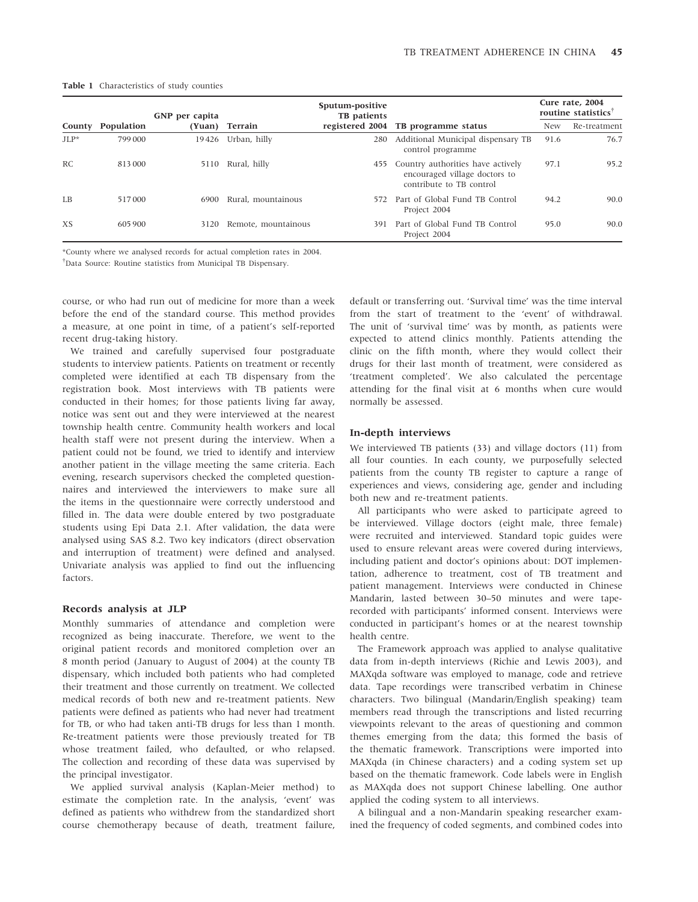**Table 1** Characteristics of study counties

| County | Population | GNP per capita (Yuan) | Terrain | Sputum-positive TB patients registered 2004 | TB programme status | Cure rate, 2004 routine statistics[†] | |
|---|---|---|---|---|---|---|---|
| | | | | | | New | Re-treatment |
| JLP* | 799 000 | 19 426 | Urban, hilly | 280 | Additional Municipal dispensary TB control programme | 91.6 | 76.7 |
| RC | 813 000 | 5110 | Rural, hilly | 455 | Country authorities have actively encouraged village doctors to contribute to TB control | 97.1 | 95.2 |
| LB | 517 000 | 6900 | Rural, mountainous | 572 | Part of Global Fund TB Control Project 2004 | 94.2 | 90.0 |
| XS | 605 900 | 3120 | Remote, mountainous | 391 | Part of Global Fund TB Control Project 2004 | 95.0 | 90.0 |

*County where we analysed records for actual completion rates in 2004.

[†]Data Source: Routine statistics from Municipal TB Dispensary.

course, or who had run out of medicine for more than a week before the end of the standard course. This method provides a measure, at one point in time, of a patient's self-reported recent drug-taking history.

We trained and carefully supervised four postgraduate students to interview patients. Patients on treatment or recently completed were identified at each TB dispensary from the registration book. Most interviews with TB patients were conducted in their homes; for those patients living far away, notice was sent out and they were interviewed at the nearest township health centre. Community health workers and local health staff were not present during the interview. When a patient could not be found, we tried to identify and interview another patient in the village meeting the same criteria. Each evening, research supervisors checked the completed questionnaires and interviewed the interviewers to make sure all the items in the questionnaire were correctly understood and filled in. The data were double entered by two postgraduate students using Epi Data 2.1. After validation, the data were analysed using SAS 8.2. Two key indicators (direct observation and interruption of treatment) were defined and analysed. Univariate analysis was applied to find out the influencing factors.

### Records analysis at JLP

Monthly summaries of attendance and completion were recognized as being inaccurate. Therefore, we went to the original patient records and monitored completion over an 8 month period (January to August of 2004) at the county TB dispensary, which included both patients who had completed their treatment and those currently on treatment. We collected medical records of both new and re-treatment patients. New patients were defined as patients who had never had treatment for TB, or who had taken anti-TB drugs for less than 1 month. Re-treatment patients were those previously treated for TB whose treatment failed, who defaulted, or who relapsed. The collection and recording of these data was supervised by the principal investigator.

We applied survival analysis (Kaplan-Meier method) to estimate the completion rate. In the analysis, 'event' was defined as patients who withdrew from the standardized short course chemotherapy because of death, treatment failure, default or transferring out. 'Survival time' was the time interval from the start of treatment to the 'event' of withdrawal. The unit of 'survival time' was by month, as patients were expected to attend clinics monthly. Patients attending the clinic on the fifth month, where they would collect their drugs for their last month of treatment, were considered as 'treatment completed'. We also calculated the percentage attending for the final visit at 6 months when cure would normally be assessed.

### In-depth interviews

We interviewed TB patients (33) and village doctors (11) from all four counties. In each county, we purposefully selected patients from the county TB register to capture a range of experiences and views, considering age, gender and including both new and re-treatment patients.

All participants who were asked to participate agreed to be interviewed. Village doctors (eight male, three female) were recruited and interviewed. Standard topic guides were used to ensure relevant areas were covered during interviews, including patient and doctor's opinions about: DOT implementation, adherence to treatment, cost of TB treatment and patient management. Interviews were conducted in Chinese Mandarin, lasted between 30–50 minutes and were tape-recorded with participants' informed consent. Interviews were conducted in participant's homes or at the nearest township health centre.

The Framework approach was applied to analyse qualitative data from in-depth interviews (Richie and Lewis 2003), and MAXqda software was employed to manage, code and retrieve data. Tape recordings were transcribed verbatim in Chinese characters. Two bilingual (Mandarin/English speaking) team members read through the transcriptions and listed recurring viewpoints relevant to the areas of questioning and common themes emerging from the data; this formed the basis of the thematic framework. Transcriptions were imported into MAXqda (in Chinese characters) and a coding system set up based on the thematic framework. Code labels were in English as MAXqda does not support Chinese labelling. One author applied the coding system to all interviews.

A bilingual and a non-Mandarin speaking researcher examined the frequency of coded segments, and combined codes into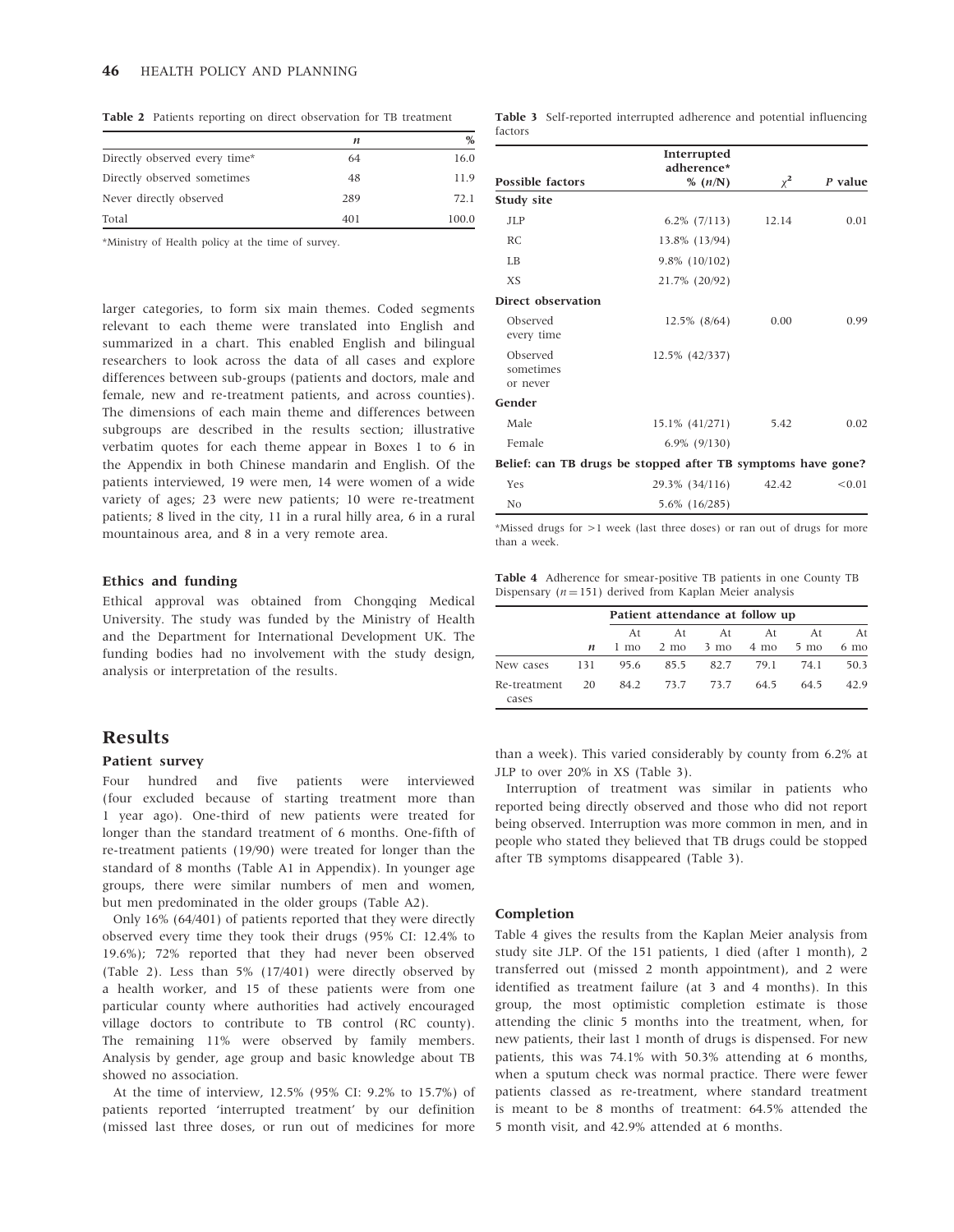**Table 2** Patients reporting on direct observation for TB treatment

| | *n* | % |
|---|---|---|
| Directly observed every time* | 64 | 16.0 |
| Directly observed sometimes | 48 | 11.9 |
| Never directly observed | 289 | 72.1 |
| Total | 401 | 100.0 |

*Ministry of Health policy at the time of survey.

larger categories, to form six main themes. Coded segments relevant to each theme were translated into English and summarized in a chart. This enabled English and bilingual researchers to look across the data of all cases and explore differences between sub-groups (patients and doctors, male and female, new and re-treatment patients, and across counties). The dimensions of each main theme and differences between subgroups are described in the results section; illustrative verbatim quotes for each theme appear in Boxes 1 to 6 in the Appendix in both Chinese mandarin and English. Of the patients interviewed, 19 were men, 14 were women of a wide variety of ages; 23 were new patients; 10 were re-treatment patients; 8 lived in the city, 11 in a rural hilly area, 6 in a rural mountainous area, and 8 in a very remote area.

### Ethics and funding

Ethical approval was obtained from Chongqing Medical University. The study was funded by the Ministry of Health and the Department for International Development UK. The funding bodies had no involvement with the study design, analysis or interpretation of the results.

## Results

### Patient survey

Four hundred and five patients were interviewed (four excluded because of starting treatment more than 1 year ago). One-third of new patients were treated for longer than the standard treatment of 6 months. One-fifth of re-treatment patients (19/90) were treated for longer than the standard of 8 months (Table A1 in Appendix). In younger age groups, there were similar numbers of men and women, but men predominated in the older groups (Table A2).

Only 16% (64/401) of patients reported that they were directly observed every time they took their drugs (95% CI: 12.4% to 19.6%); 72% reported that they had never been observed (Table 2). Less than 5% (17/401) were directly observed by a health worker, and 15 of these patients were from one particular county where authorities had actively encouraged village doctors to contribute to TB control (RC county). The remaining 11% were observed by family members. Analysis by gender, age group and basic knowledge about TB showed no association.

At the time of interview, 12.5% (95% CI: 9.2% to 15.7%) of patients reported 'interrupted treatment' by our definition (missed last three doses, or run out of medicines for more than a week). This varied considerably by county from 6.2% at JLP to over 20% in XS (Table 3).

**Table 3** Self-reported interrupted adherence and potential influencing factors

| Possible factors | Interrupted adherence* % (*n*/N) | $\chi^2$ | *P* value |
|---|---|---|---|
| **Study site** | | | |
| JLP | 6.2% (7/113) | 12.14 | 0.01 |
| RC | 13.8% (13/94) | | |
| LB | 9.8% (10/102) | | |
| XS | 21.7% (20/92) | | |
| **Direct observation** | | | |
| Observed every time | 12.5% (8/64) | 0.00 | 0.99 |
| Observed sometimes or never | 12.5% (42/337) | | |
| **Gender** | | | |
| Male | 15.1% (41/271) | 5.42 | 0.02 |
| Female | 6.9% (9/130) | | |
| **Belief: can TB drugs be stopped after TB symptoms have gone?** | | | |
| Yes | 29.3% (34/116) | 42.42 | <0.01 |
| No | 5.6% (16/285) | | |

*Missed drugs for >1 week (last three doses) or ran out of drugs for more than a week.

Interruption of treatment was similar in patients who reported being directly observed and those who did not report being observed. Interruption was more common in men, and in people who stated they believed that TB drugs could be stopped after TB symptoms disappeared (Table 3).

**Table 4** Adherence for smear-positive TB patients in one County TB Dispensary ($n = 151$) derived from Kaplan Meier analysis

| | | Patient attendance at follow up | | | | | |
|---|---|---|---|---|---|---|---|
| | *n* | At 1 mo | At 2 mo | At 3 mo | At 4 mo | At 5 mo | At 6 mo |
| New cases | 131 | 95.6 | 85.5 | 82.7 | 79.1 | 74.1 | 50.3 |
| Re-treatment cases | 20 | 84.2 | 73.7 | 73.7 | 64.5 | 64.5 | 42.9 |

### Completion

Table 4 gives the results from the Kaplan Meier analysis from study site JLP. Of the 151 patients, 1 died (after 1 month), 2 transferred out (missed 2 month appointment), and 2 were identified as treatment failure (at 3 and 4 months). In this group, the most optimistic completion estimate is those attending the clinic 5 months into the treatment, when, for new patients, their last 1 month of drugs is dispensed. For new patients, this was 74.1% with 50.3% attending at 6 months, when a sputum check was normal practice. There were fewer patients classed as re-treatment, where standard treatment is meant to be 8 months of treatment: 64.5% attended the 5 month visit, and 42.9% attended at 6 months.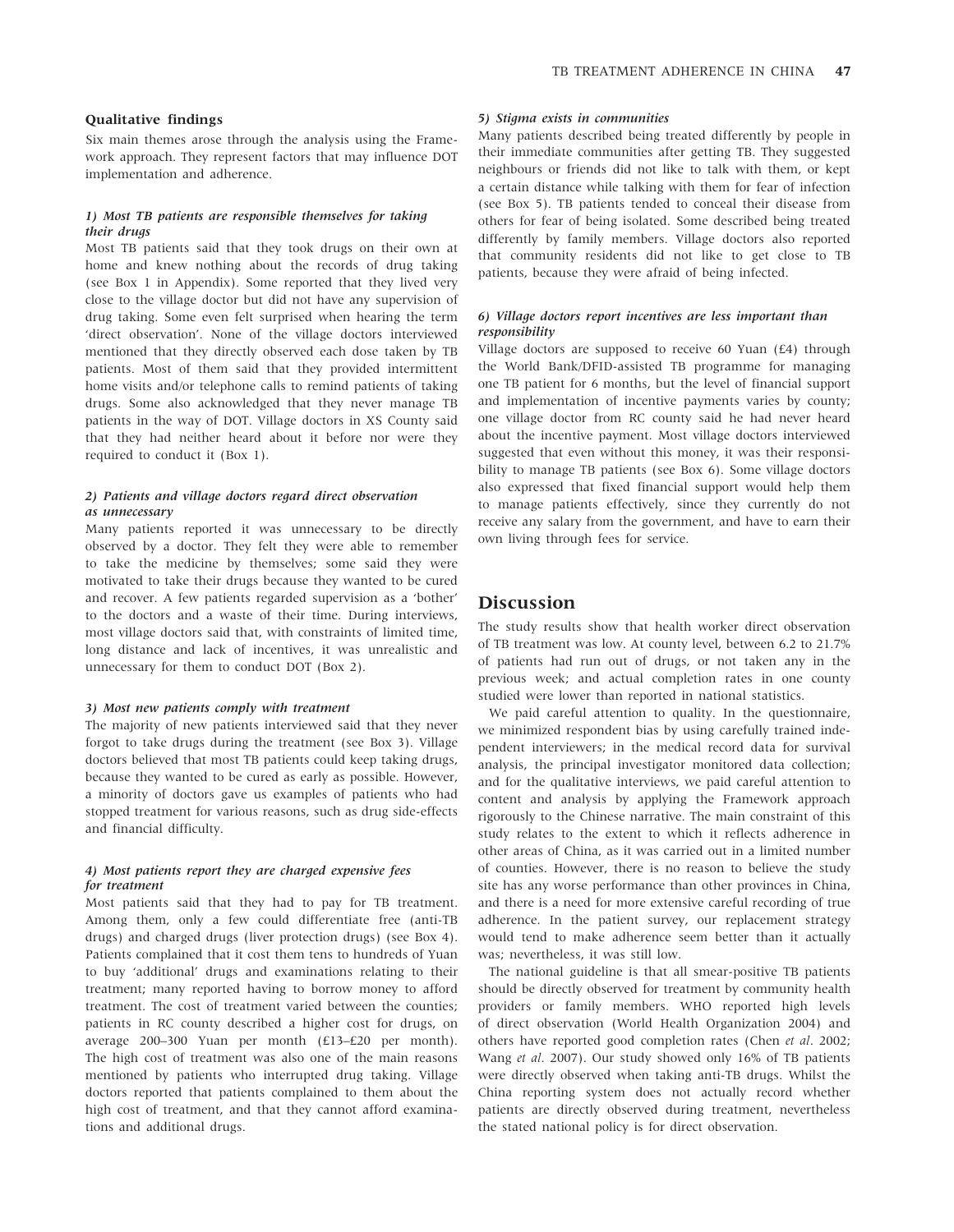### Qualitative findings

Six main themes arose through the analysis using the Framework approach. They represent factors that may influence DOT implementation and adherence.

#### *1) Most TB patients are responsible themselves for taking their drugs*

Most TB patients said that they took drugs on their own at home and knew nothing about the records of drug taking (see Box 1 in Appendix). Some reported that they lived very close to the village doctor but did not have any supervision of drug taking. Some even felt surprised when hearing the term 'direct observation'. None of the village doctors interviewed mentioned that they directly observed each dose taken by TB patients. Most of them said that they provided intermittent home visits and/or telephone calls to remind patients of taking drugs. Some also acknowledged that they never manage TB patients in the way of DOT. Village doctors in XS County said that they had neither heard about it before nor were they required to conduct it (Box 1).

#### *2) Patients and village doctors regard direct observation as unnecessary*

Many patients reported it was unnecessary to be directly observed by a doctor. They felt they were able to remember to take the medicine by themselves; some said they were motivated to take their drugs because they wanted to be cured and recover. A few patients regarded supervision as a 'bother' to the doctors and a waste of their time. During interviews, most village doctors said that, with constraints of limited time, long distance and lack of incentives, it was unrealistic and unnecessary for them to conduct DOT (Box 2).

#### *3) Most new patients comply with treatment*

The majority of new patients interviewed said that they never forgot to take drugs during the treatment (see Box 3). Village doctors believed that most TB patients could keep taking drugs, because they wanted to be cured as early as possible. However, a minority of doctors gave us examples of patients who had stopped treatment for various reasons, such as drug side-effects and financial difficulty.

#### *4) Most patients report they are charged expensive fees for treatment*

Most patients said that they had to pay for TB treatment. Among them, only a few could differentiate free (anti-TB drugs) and charged drugs (liver protection drugs) (see Box 4). Patients complained that it cost them tens to hundreds of Yuan to buy 'additional' drugs and examinations relating to their treatment; many reported having to borrow money to afford treatment. The cost of treatment varied between the counties; patients in RC county described a higher cost for drugs, on average 200–300 Yuan per month (£13–£20 per month). The high cost of treatment was also one of the main reasons mentioned by patients who interrupted drug taking. Village doctors reported that patients complained to them about the high cost of treatment, and that they cannot afford examinations and additional drugs.

#### *5) Stigma exists in communities*

Many patients described being treated differently by people in their immediate communities after getting TB. They suggested neighbours or friends did not like to talk with them, or kept a certain distance while talking with them for fear of infection (see Box 5). TB patients tended to conceal their disease from others for fear of being isolated. Some described being treated differently by family members. Village doctors also reported that community residents did not like to get close to TB patients, because they were afraid of being infected.

#### *6) Village doctors report incentives are less important than responsibility*

Village doctors are supposed to receive 60 Yuan (£4) through the World Bank/DFID-assisted TB programme for managing one TB patient for 6 months, but the level of financial support and implementation of incentive payments varies by county; one village doctor from RC county said he had never heard about the incentive payment. Most village doctors interviewed suggested that even without this money, it was their responsibility to manage TB patients (see Box 6). Some village doctors also expressed that fixed financial support would help them to manage patients effectively, since they currently do not receive any salary from the government, and have to earn their own living through fees for service.

## Discussion

The study results show that health worker direct observation of TB treatment was low. At county level, between 6.2 to 21.7% of patients had run out of drugs, or not taken any in the previous week; and actual completion rates in one county studied were lower than reported in national statistics.

We paid careful attention to quality. In the questionnaire, we minimized respondent bias by using carefully trained independent interviewers; in the medical record data for survival analysis, the principal investigator monitored data collection; and for the qualitative interviews, we paid careful attention to content and analysis by applying the Framework approach rigorously to the Chinese narrative. The main constraint of this study relates to the extent to which it reflects adherence in other areas of China, as it was carried out in a limited number of counties. However, there is no reason to believe the study site has any worse performance than other provinces in China, and there is a need for more extensive careful recording of true adherence. In the patient survey, our replacement strategy would tend to make adherence seem better than it actually was; nevertheless, it was still low.

The national guideline is that all smear-positive TB patients should be directly observed for treatment by community health providers or family members. WHO reported high levels of direct observation (World Health Organization 2004) and others have reported good completion rates (Chen *et al*. 2002; Wang *et al*. 2007). Our study showed only 16% of TB patients were directly observed when taking anti-TB drugs. Whilst the China reporting system does not actually record whether patients are directly observed during treatment, nevertheless the stated national policy is for direct observation.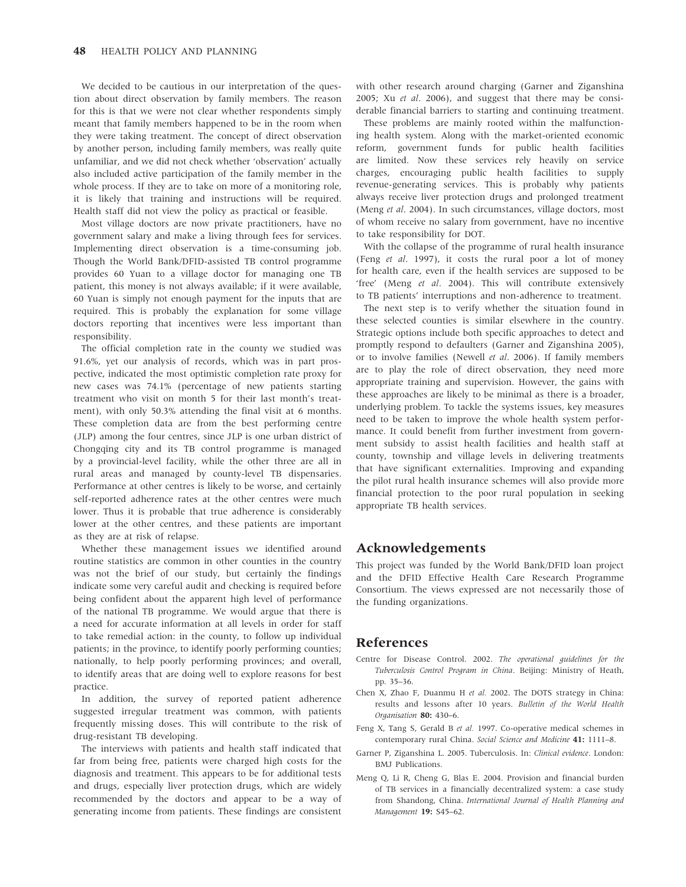We decided to be cautious in our interpretation of the question about direct observation by family members. The reason for this is that we were not clear whether respondents simply meant that family members happened to be in the room when they were taking treatment. The concept of direct observation by another person, including family members, was really quite unfamiliar, and we did not check whether 'observation' actually also included active participation of the family member in the whole process. If they are to take on more of a monitoring role, it is likely that training and instructions will be required. Health staff did not view the policy as practical or feasible.

Most village doctors are now private practitioners, have no government salary and make a living through fees for services. Implementing direct observation is a time-consuming job. Though the World Bank/DFID-assisted TB control programme provides 60 Yuan to a village doctor for managing one TB patient, this money is not always available; if it were available, 60 Yuan is simply not enough payment for the inputs that are required. This is probably the explanation for some village doctors reporting that incentives were less important than responsibility.

The official completion rate in the county we studied was 91.6%, yet our analysis of records, which was in part prospective, indicated the most optimistic completion rate proxy for new cases was 74.1% (percentage of new patients starting treatment who visit on month 5 for their last month's treatment), with only 50.3% attending the final visit at 6 months. These completion data are from the best performing centre (JLP) among the four centres, since JLP is one urban district of Chongqing city and its TB control programme is managed by a provincial-level facility, while the other three are all in rural areas and managed by county-level TB dispensaries. Performance at other centres is likely to be worse, and certainly self-reported adherence rates at the other centres were much lower. Thus it is probable that true adherence is considerably lower at the other centres, and these patients are important as they are at risk of relapse.

Whether these management issues we identified around routine statistics are common in other counties in the country was not the brief of our study, but certainly the findings indicate some very careful audit and checking is required before being confident about the apparent high level of performance of the national TB programme. We would argue that there is a need for accurate information at all levels in order for staff to take remedial action: in the county, to follow up individual patients; in the province, to identify poorly performing counties; nationally, to help poorly performing provinces; and overall, to identify areas that are doing well to explore reasons for best practice.

In addition, the survey of reported patient adherence suggested irregular treatment was common, with patients frequently missing doses. This will contribute to the risk of drug-resistant TB developing.

The interviews with patients and health staff indicated that far from being free, patients were charged high costs for the diagnosis and treatment. This appears to be for additional tests and drugs, especially liver protection drugs, which are widely recommended by the doctors and appear to be a way of generating income from patients. These findings are consistent with other research around charging (Garner and Ziganshina 2005; Xu *et al*. 2006), and suggest that there may be considerable financial barriers to starting and continuing treatment.

These problems are mainly rooted within the malfunctioning health system. Along with the market-oriented economic reform, government funds for public health facilities are limited. Now these services rely heavily on service charges, encouraging public health facilities to supply revenue-generating services. This is probably why patients always receive liver protection drugs and prolonged treatment (Meng *et al*. 2004). In such circumstances, village doctors, most of whom receive no salary from government, have no incentive to take responsibility for DOT.

With the collapse of the programme of rural health insurance (Feng *et al*. 1997), it costs the rural poor a lot of money for health care, even if the health services are supposed to be 'free' (Meng *et al*. 2004). This will contribute extensively to TB patients' interruptions and non-adherence to treatment.

The next step is to verify whether the situation found in these selected counties is similar elsewhere in the country. Strategic options include both specific approaches to detect and promptly respond to defaulters (Garner and Ziganshina 2005), or to involve families (Newell *et al*. 2006). If family members are to play the role of direct observation, they need more appropriate training and supervision. However, the gains with these approaches are likely to be minimal as there is a broader, underlying problem. To tackle the systems issues, key measures need to be taken to improve the whole health system performance. It could benefit from further investment from government subsidy to assist health facilities and health staff at county, township and village levels in delivering treatments that have significant externalities. Improving and expanding the pilot rural health insurance schemes will also provide more financial protection to the poor rural population in seeking appropriate TB health services.

## Acknowledgements

This project was funded by the World Bank/DFID loan project and the DFID Effective Health Care Research Programme Consortium. The views expressed are not necessarily those of the funding organizations.

## References

Centre for Disease Control. 2002. *The operational guidelines for the Tuberculosis Control Program in China*. Beijing: Ministry of Heath, pp. 35–36.

Chen X, Zhao F, Duanmu H *et al.* 2002. The DOTS strategy in China: results and lessons after 10 years. *Bulletin of the World Health Organisation* **80:** 430–6.

Feng X, Tang S, Gerald B *et al.* 1997. Co-operative medical schemes in contemporary rural China. *Social Science and Medicine* **41:** 1111–8.

Garner P, Ziganshina L. 2005. Tuberculosis. In: *Clinical evidence*. London: BMJ Publications.

Meng Q, Li R, Cheng G, Blas E. 2004. Provision and financial burden of TB services in a financially decentralized system: a case study from Shandong, China. *International Journal of Health Planning and Management* **19:** S45–62.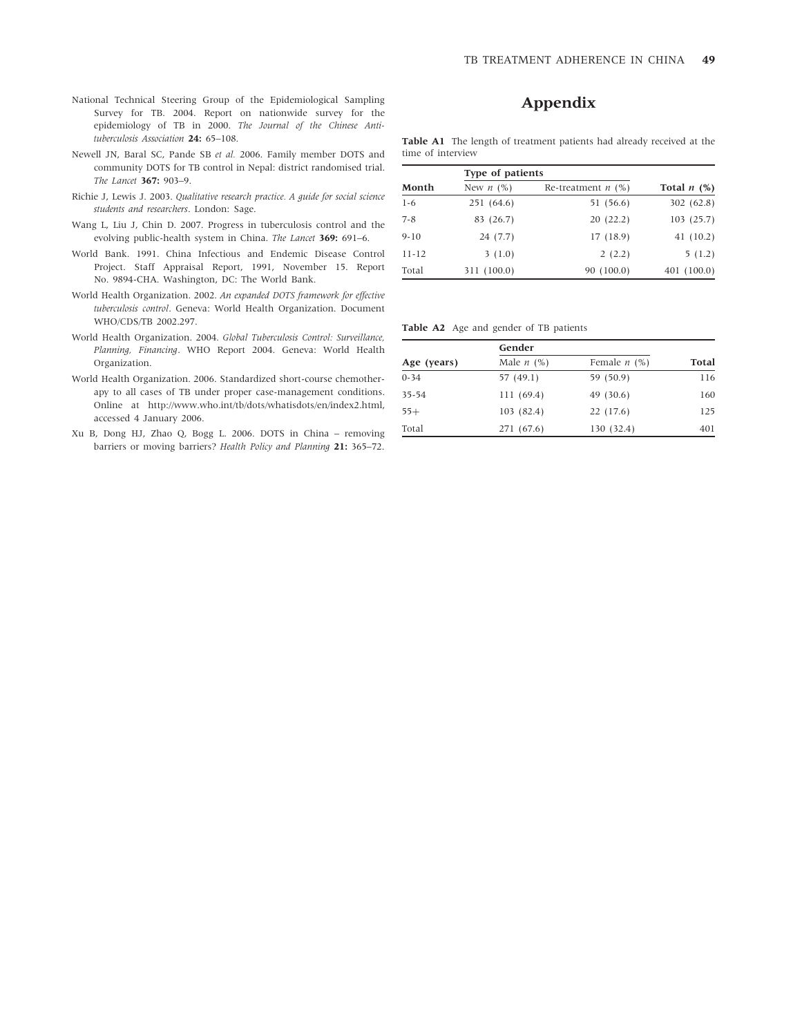National Technical Steering Group of the Epidemiological Sampling Survey for TB. 2004. Report on nationwide survey for the epidemiology of TB in 2000. *The Journal of the Chinese Anti-tuberculosis Association* **24:** 65–108.

Newell JN, Baral SC, Pande SB *et al.* 2006. Family member DOTS and community DOTS for TB control in Nepal: district randomised trial. *The Lancet* **367:** 903–9.

Richie J, Lewis J. 2003. *Qualitative research practice. A guide for social science students and researchers*. London: Sage.

Wang L, Liu J, Chin D. 2007. Progress in tuberculosis control and the evolving public-health system in China. *The Lancet* **369:** 691–6.

World Bank. 1991. China Infectious and Endemic Disease Control Project. Staff Appraisal Report, 1991, November 15. Report No. 9894-CHA. Washington, DC: The World Bank.

World Health Organization. 2002. *An expanded DOTS framework for effective tuberculosis control*. Geneva: World Health Organization. Document WHO/CDS/TB 2002.297.

World Health Organization. 2004. *Global Tuberculosis Control: Surveillance, Planning, Financing*. WHO Report 2004. Geneva: World Health Organization.

World Health Organization. 2006. Standardized short-course chemotherapy to all cases of TB under proper case-management conditions. Online at http://www.who.int/tb/dots/whatisdots/en/index2.html, accessed 4 January 2006.

Xu B, Dong HJ, Zhao Q, Bogg L. 2006. DOTS in China – removing barriers or moving barriers? *Health Policy and Planning* **21:** 365–72.

# Appendix

**Table A1** The length of treatment patients had already received at the time of interview

| | Type of patients | | |
|---|---|---|---|
| **Month** | New *n* (%) | Re-treatment *n* (%) | **Total *n* (%)** |
| 1-6 | 251 (64.6) | 51 (56.6) | 302 (62.8) |
| 7-8 | 83 (26.7) | 20 (22.2) | 103 (25.7) |
| 9-10 | 24 (7.7) | 17 (18.9) | 41 (10.2) |
| 11-12 | 3 (1.0) | 2 (2.2) | 5 (1.2) |
| Total | 311 (100.0) | 90 (100.0) | 401 (100.0) |

**Table A2** Age and gender of TB patients

| | Gender | | |
|---|---|---|---|
| **Age (years)** | Male *n* (%) | Female *n* (%) | **Total** |
| 0-34 | 57 (49.1) | 59 (50.9) | 116 |
| 35-54 | 111 (69.4) | 49 (30.6) | 160 |
| 55+ | 103 (82.4) | 22 (17.6) | 125 |
| Total | 271 (67.6) | 130 (32.4) | 401 |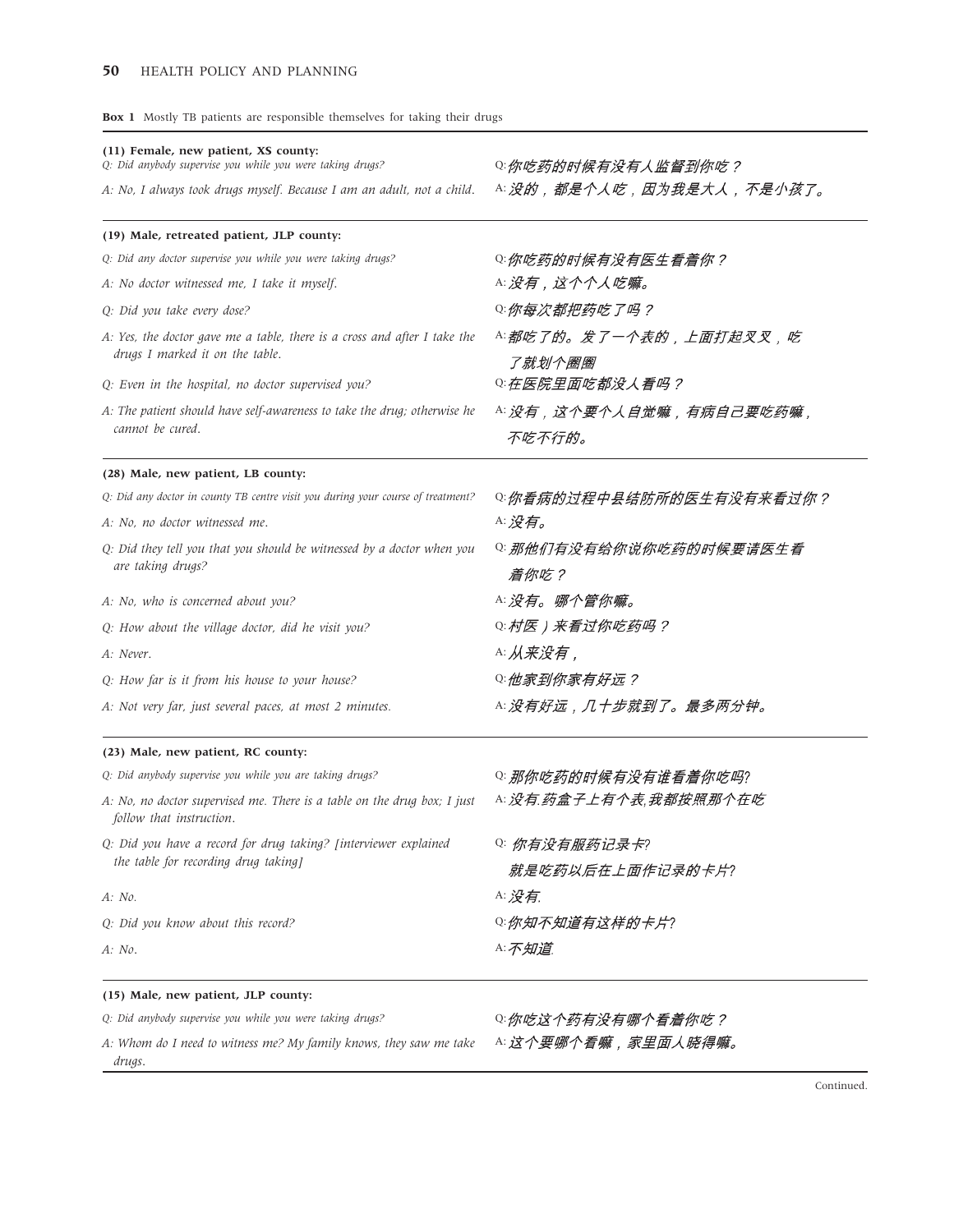**Box 1** Mostly TB patients are responsible themselves for taking their drugs

| | |
|---|---|
| **(11) Female, new patient, XS county:** | |
| *Q: Did anybody supervise you while you were taking drugs?* | Q:*你吃药的时候有没有人监督到你吃？* |
| *A: No, I always took drugs myself. Because I am an adult, not a child.* | A:*没的，都是个人吃，因为我是大人，不是小孩了。* |
| **(19) Male, retreated patient, JLP county:** | |
| *Q: Did any doctor supervise you while you were taking drugs?* | Q:*你吃药的时候有没有医生看着你？* |
| *A: No doctor witnessed me, I take it myself.* | A:*没有，这个个人吃嘛。* |
| *Q: Did you take every dose?* | Q:*你每次都把药吃了吗？* |
| *A: Yes, the doctor gave me a table, there is a cross and after I take the drugs I marked it on the table.* | A:*都吃了的。发了一个表的，上面打起叉叉，吃了就划个圈圈* |
| *Q: Even in the hospital, no doctor supervised you?* | Q:*在医院里面吃都没人看吗？* |
| *A: The patient should have self-awareness to take the drug; otherwise he cannot be cured.* | A:*没有，这个要个人自觉嘛，有病自己要吃药嘛，不吃不行的。* |
| **(28) Male, new patient, LB county:** | |
| *Q: Did any doctor in county TB centre visit you during your course of treatment?* | Q:*你看病的过程中县结防所的医生有没有来看过你？* |
| *A: No, no doctor witnessed me.* | A:*没有。* |
| *Q: Did they tell you that you should be witnessed by a doctor when you are taking drugs?* | Q:*那他们有没有给你说你吃药的时候要请医生看着你吃？* |
| *A: No, who is concerned about you?* | A:*没有。哪个管你嘛。* |
| *Q: How about the village doctor, did he visit you?* | Q:*村医）来看过你吃药吗？* |
| *A: Never.* | A:*从来没有，* |
| *Q: How far is it from his house to your house?* | Q:*他家到你家有好远？* |
| *A: Not very far, just several paces, at most 2 minutes.* | A:*没有好远，几十步就到了。最多两分钟。* |
| **(23) Male, new patient, RC county:** | |
| *Q: Did anybody supervise you while you are taking drugs?* | Q:*那你吃药的时候有没有谁看着你吃吗?* |
| *A: No, no doctor supervised me. There is a table on the drug box; I just follow that instruction.* | A:*没有.药盒子上有个表,我都按照那个在吃* |
| *Q: Did you have a record for drug taking? [interviewer explained the table for recording drug taking]* | Q:*你有没有服药记录卡? 就是吃药以后在上面作记录的卡片?* |
| *A: No.* | A:*没有.* |
| *Q: Did you know about this record?* | Q:*你知不知道有这样的卡片?* |
| *A: No.* | A:*不知道.* |
| **(15) Male, new patient, JLP county:** | |
| *Q: Did anybody supervise you while you were taking drugs?* | Q:*你吃这个药有没有哪个看着你吃？* |
| *A: Whom do I need to witness me? My family knows, they saw me take drugs.* | A:*这个要哪个看嘛，家里面人晓得嘛。* |

Continued.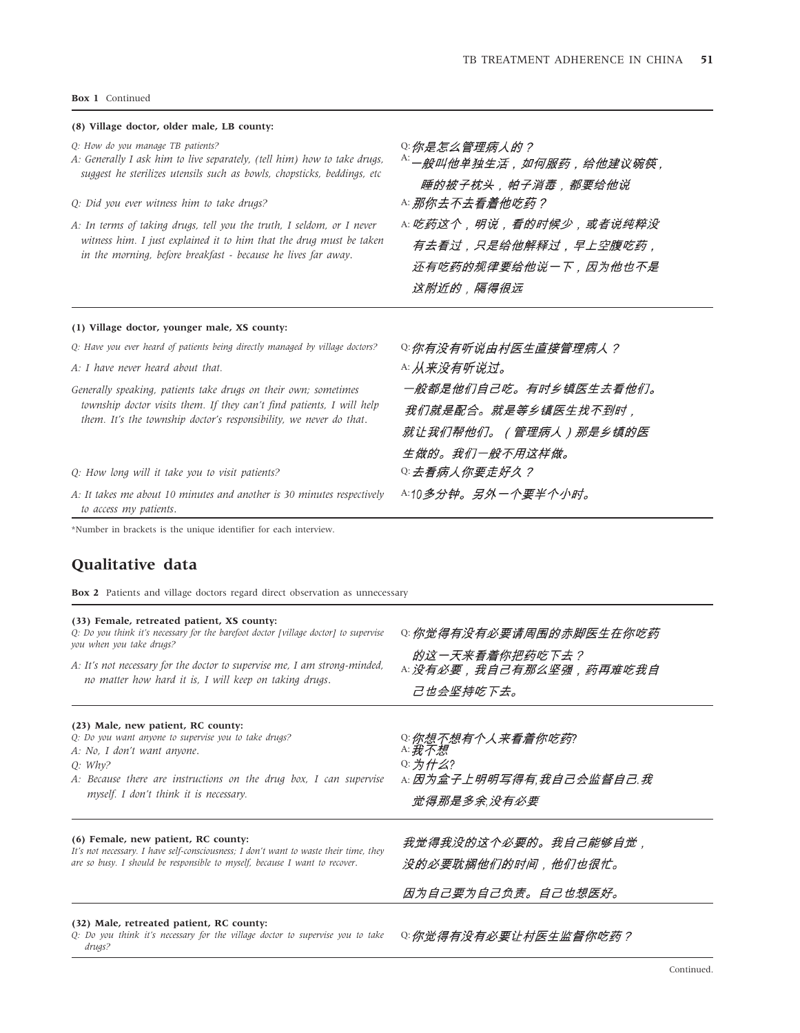**Box 1** Continued

| | |
|---|---|
| **(8) Village doctor, older male, LB county:** | |
| *Q: How do you manage TB patients?* | Q: *你是怎么管理病人的？* |
| *A: Generally I ask him to live separately, (tell him) how to take drugs, suggest he sterilizes utensils such as bowls, chopsticks, beddings, etc* | A: *一般叫他单独生活，如何服药，给他建议碗筷，睡的被子枕头，帕子消毒，都要给他说* |
| *Q: Did you ever witness him to take drugs?* | A: *那你去不去看着他吃药？* |
| *A: In terms of taking drugs, tell you the truth, I seldom, or I never witness him. I just explained it to him that the drug must be taken in the morning, before breakfast - because he lives far away.* | A: *吃药这个，明说，看的时候少，或者说纯粹没有去看过，只是给他解释过，早上空腹吃药，还有吃药的规律要给他说一下，因为他也不是这附近的，隔得很远* |
| **(1) Village doctor, younger male, XS county:** | |
| *Q: Have you ever heard of patients being directly managed by village doctors?* | Q: *你有没有听说由村医生直接管理病人？* |
| *A: I have never heard about that.* | A: *从来没有听说过。* |
| *Generally speaking, patients take drugs on their own; sometimes township doctor visits them. If they can't find patients, I will help them. It's the township doctor's responsibility, we never do that.* | *一般都是他们自己吃。有时乡镇医生去看他们。我们就是配合。就是等乡镇医生找不到时，就让我们帮他们。（管理病人）那是乡镇的医生做的。我们一般不用这样做。* |
| *Q: How long will it take you to visit patients?* | Q: *去看病人你要走好久？* |
| *A: It takes me about 10 minutes and another is 30 minutes respectively to access my patients.* | A: *10多分钟。另外一个要半个小时。* |

*Number in brackets is the unique identifier for each interview.

## Qualitative data

**Box 2** Patients and village doctors regard direct observation as unnecessary

| | |
|---|---|
| **(33) Female, retreated patient, XS county:** | |
| *Q: Do you think it's necessary for the barefoot doctor [village doctor] to supervise you when you take drugs?* | Q: *你觉得有没有必要请周围的赤脚医生在你吃药的这一天来看着你把药吃下去？* |
| *A: It's not necessary for the doctor to supervise me, I am strong-minded, no matter how hard it is, I will keep on taking drugs.* | A: *没有必要，我自己有那么坚强，药再难吃我自己也会坚持吃下去。* |
| **(23) Male, new patient, RC county:** | |
| *Q: Do you want anyone to supervise you to take drugs?* | Q: *你想不想有个人来看着你吃药?* |
| *A: No, I don't want anyone.* | A: *我不想* |
| *Q: Why?* | Q: *为什么?* |
| *A: Because there are instructions on the drug box, I can supervise myself. I don't think it is necessary.* | A: *因为盒子上明明写得有,我自己会监督自己.我觉得那是多余,没有必要* |
| **(6) Female, new patient, RC county:** | |
| *It's not necessary. I have self-consciousness; I don't want to waste their time, they are so busy. I should be responsible to myself, because I want to recover.* | *我觉得我没的这个必要的。我自己能够自觉，没的必要耽搁他们的时间，他们也很忙。因为自己要为自己负责。自己也想医好。* |
| **(32) Male, retreated patient, RC county:** | |
| *Q: Do you think it's necessary for the village doctor to supervise you to take drugs?* | Q: *你觉得有没有必要让村医生监督你吃药？* |

Continued.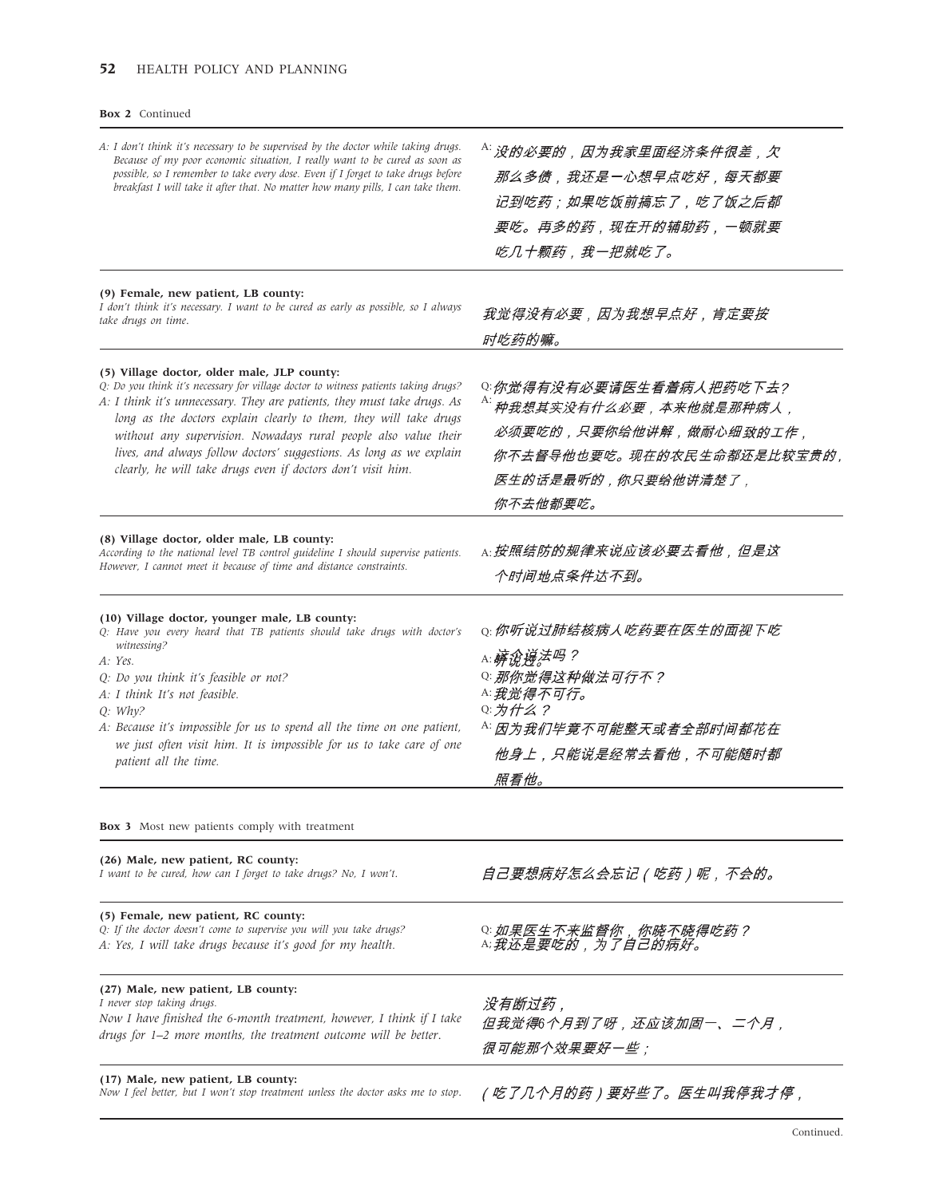**Box 2** Continued

| | |
|---|---|
| *A: I don't think it's necessary to be supervised by the doctor while taking drugs. Because of my poor economic situation, I really want to be cured as soon as possible, so I remember to take every dose. Even if I forget to take drugs before breakfast I will take it after that. No matter how many pills, I can take them.* | A: *没的必要的，因为我家里面经济条件很差，欠那么多债，我还是一心想早点吃好，每天都要记到吃药；如果吃饭前搞忘了，吃了饭之后都要吃。再多的药，现在开的辅助药，一顿就要吃几十颗药，我一把就吃了。* |
| **(9) Female, new patient, LB county:**<br>*I don't think it's necessary. I want to be cured as early as possible, so I always take drugs on time.* | *我觉得没有必要，因为我想早点好，肯定要按时吃药的嘛。* |
| **(5) Village doctor, older male, JLP county:**<br>*Q: Do you think it's necessary for village doctor to witness patients taking drugs?*<br>*A: I think it's unnecessary. They are patients, they must take drugs. As long as the doctors explain clearly to them, they will take drugs without any supervision. Nowadays rural people also value their lives, and always follow doctors' suggestions. As long as we explain clearly, he will take drugs even if doctors don't visit him.* | Q: *你觉得有没有必要请医生看着病人把药吃下去？*<br>A: *我想其实没有什么必要，本来他就是那种病人，必须要吃的，只要你给他讲解，做耐心细致的工作，你不去督导他也要吃。现在的农民生命都还是比较宝贵的，医生的话是最听的，你只要给他讲清楚了，你不去他都要吃。* |
| **(8) Village doctor, older male, LB county:**<br>*According to the national level TB control guideline I should supervise patients. However, I cannot meet it because of time and distance constraints.* | A: *按照结防的规律来说应该必要去看他，但是这个时间地点条件达不到。* |
| **(10) Village doctor, younger male, LB county:**<br>*Q: Have you every heard that TB patients should take drugs with doctor's witnessing?*<br>*A: Yes.*<br>*Q: Do you think it's feasible or not?*<br>*A: I think It's not feasible.*<br>*Q: Why?*<br>*A: Because it's impossible for us to spend all the time on one patient, we just often visit him. It is impossible for us to take care of one patient all the time.* | Q: *你听说过肺结核病人吃药要在医生的面视下吃这个说法吗？*<br>A: *听说过。*<br>Q: *那你觉得这种做法可行不？*<br>A: *我觉得不可行。*<br>Q: *为什么？*<br>A: *因为我们毕竟不可能整天或者全部时间都花在他身上，只能说是经常去看他，不可能随时都照看他。* |

**Box 3** Most new patients comply with treatment

| | |
|---|---|
| **(26) Male, new patient, RC county:**<br>*I want to be cured, how can I forget to take drugs? No, I won't.* | *自己要想病好怎么会忘记（吃药）呢，不会的。* |
| **(5) Female, new patient, RC county:**<br>*Q: If the doctor doesn't come to supervise you will you take drugs?*<br>*A: Yes, I will take drugs because it's good for my health.* | Q: *如果医生不来监督你，你晓不晓得吃药？*<br>A; *我还是要吃的，为了自己的病好。* |
| **(27) Male, new patient, LB county:**<br>*I never stop taking drugs.*<br>*Now I have finished the 6-month treatment, however, I think if I take drugs for 1–2 more months, the treatment outcome will be better.* | *没有断过药，*<br>*但我觉得6个月到了呀，还应该加固一、二个月，很可能那个效果要好一些；* |
| **(17) Male, new patient, LB county:**<br>*Now I feel better, but I won't stop treatment unless the doctor asks me to stop.* | *（吃了几个月的药）要好些了。医生叫我停我才停，* |

Continued.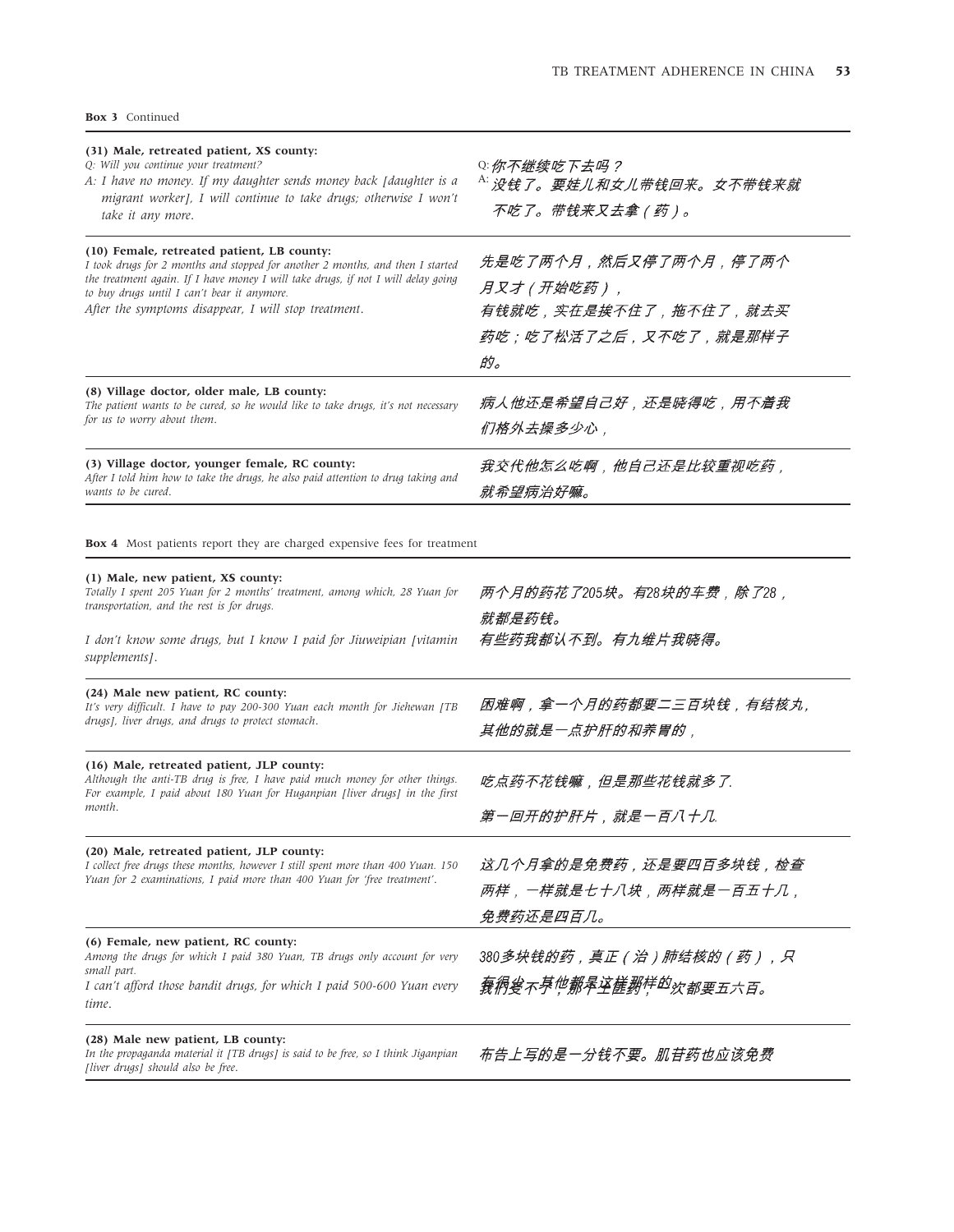**Box 3** Continued

| | |
|---|---|
| **(31) Male, retreated patient, XS county:**<br>*Q: Will you continue your treatment?*<br>*A: I have no money. If my daughter sends money back [daughter is a migrant worker], I will continue to take drugs; otherwise I won't take it any more.* | Q:你不继续吃下去吗？<br>A:没钱了。要娃儿和女儿带钱回来。女不带钱来就不吃了。带钱来又去拿（药）。 |
| **(10) Female, retreated patient, LB county:**<br>*I took drugs for 2 months and stopped for another 2 months, and then I started the treatment again. If I have money I will take drugs, if not I will delay going to buy drugs until I can't bear it anymore.*<br>*After the symptoms disappear, I will stop treatment.* | 先是吃了两个月，然后又停了两个月，停了两个月又才（开始吃药），<br>有钱就吃，实在是挨不住了，拖不住了，就去买药吃；吃了松活了之后，又不吃了，就是那样子的。 |
| **(8) Village doctor, older male, LB county:**<br>*The patient wants to be cured, so he would like to take drugs, it's not necessary for us to worry about them.* | 病人他还是希望自己好，还是晓得吃，用不着我们格外去操多少心， |
| **(3) Village doctor, younger female, RC county:**<br>*After I told him how to take the drugs, he also paid attention to drug taking and wants to be cured.* | 我交代他怎么吃啊，他自己还是比较重视吃药，就希望病治好嘛。 |

**Box 4** Most patients report they are charged expensive fees for treatment

| | |
|---|---|
| **(1) Male, new patient, XS county:**<br>*Totally I spent 205 Yuan for 2 months' treatment, among which, 28 Yuan for transportation, and the rest is for drugs.*<br>*I don't know some drugs, but I know I paid for Jiuweipian [vitamin supplements].* | 两个月的药花了205块。有28块的车费，除了28，就都是药钱。<br>有些药我都认不到。有九维片我晓得。 |
| **(24) Male new patient, RC county:**<br>*It's very difficult. I have to pay 200-300 Yuan each month for Jiehewan [TB drugs], liver drugs, and drugs to protect stomach.* | 困难啊，拿一个月的药都要二三百块钱，有结核丸，其他的就是一点护肝的和养胃的， |
| **(16) Male, retreated patient, JLP county:**<br>*Although the anti-TB drug is free, I have paid much money for other things. For example, I paid about 180 Yuan for Huganpian [liver drugs] in the first month.* | 吃点药不花钱嘛，但是那些花钱就多了.<br>第一回开的护肝片，就是一百八十几. |
| **(20) Male, retreated patient, JLP county:**<br>*I collect free drugs these months, however I still spent more than 400 Yuan. 150 Yuan for 2 examinations, I paid more than 400 Yuan for 'free treatment'.* | 这几个月拿的是免费药，还是要四百多块钱，检查两样，一样就是七十八块，两样就是一百五十几，免费药还是四百几。 |
| **(6) Female, new patient, RC county:**<br>*Among the drugs for which I paid 380 Yuan, TB drugs only account for very small part.*<br>*I can't afford those bandit drugs, for which I paid 500-600 Yuan every time.* | 380多块钱的药，真正（治）肺结核的（药），只有很少一部分，其他都是这样那样的，我们受不了，那个土匪药，每次都要五六百。 |
| **(28) Male new patient, LB county:**<br>*In the propaganda material it [TB drugs] is said to be free, so I think Jiganpian [liver drugs] should also be free.* | 布告上写的是一分钱不要。肌苷药也应该免费 |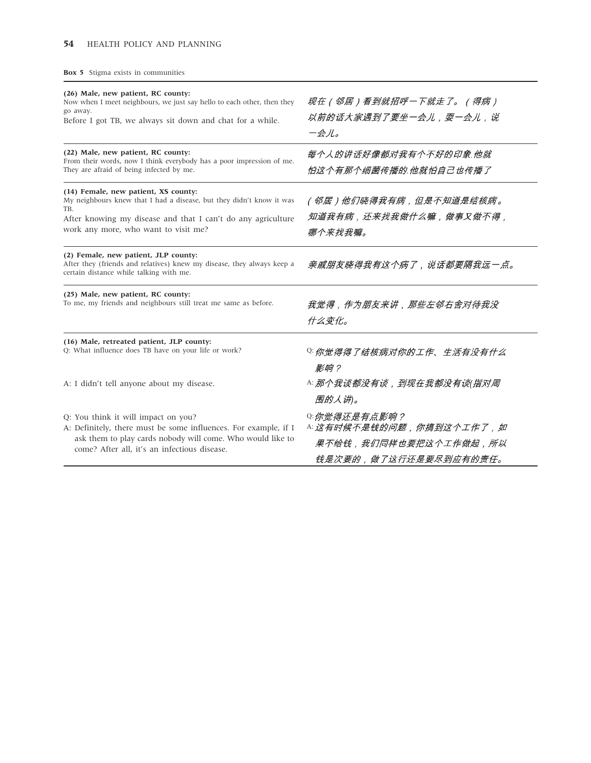**Box 5** Stigma exists in communities

| | |
|---|---|
| **(26) Male, new patient, RC county:**<br>Now when I meet neighbours, we just say hello to each other, then they go away.<br>Before I got TB, we always sit down and chat for a while. | 现在（邻居）看到就招呼一下就走了。（得病）以前的话大家遇到了要坐一会儿，耍一会儿，说一会儿。 |
| **(22) Male, new patient, RC county:**<br>From their words, now I think everybody has a poor impression of me. They are afraid of being infected by me. | 每个人的讲话好像都对我有个不好的印象.他就怕这个有那个细菌传播的.他就怕自己也传播了 |
| **(14) Female, new patient, XS county:**<br>My neighbours knew that I had a disease, but they didn't know it was TB.<br>After knowing my disease and that I can't do any agriculture work any more, who want to visit me? | （邻居）他们晓得我有病，但是不知道是结核病。知道我有病，还来找我做什么嘛，做事又做不得，哪个来找我嘛。 |
| **(2) Female, new patient, JLP county:**<br>After they (friends and relatives) knew my disease, they always keep a certain distance while talking with me. | 亲戚朋友晓得我有这个病了，说话都要隔我远一点。 |
| **(25) Male, new patient, RC county:**<br>To me, my friends and neighbours still treat me same as before. | 我觉得，作为朋友来讲，那些左邻右舍对待我没什么变化。 |
| **(16) Male, retreated patient, JLP county:**<br>Q: What influence does TB have on your life or work?<br><br>A: I didn't tell anyone about my disease.<br><br>Q: You think it will impact on you?<br>A: Definitely, there must be some influences. For example, if I ask them to play cards nobody will come. Who would like to come? After all, it's an infectious disease. | Q: 你觉得得了结核病对你的工作、生活有没有什么影响？<br><br>A: 那个我谈都没有谈，到现在我都没有谈(指对周围的人讲)。<br><br>Q: 你觉得还是有点影响？<br>A: 这有时候不是钱的问题，你搞到这个工作了，如果不给钱，我们同样也要把这个工作做起，所以钱是次要的，做了这行还是要尽到应有的责任。 |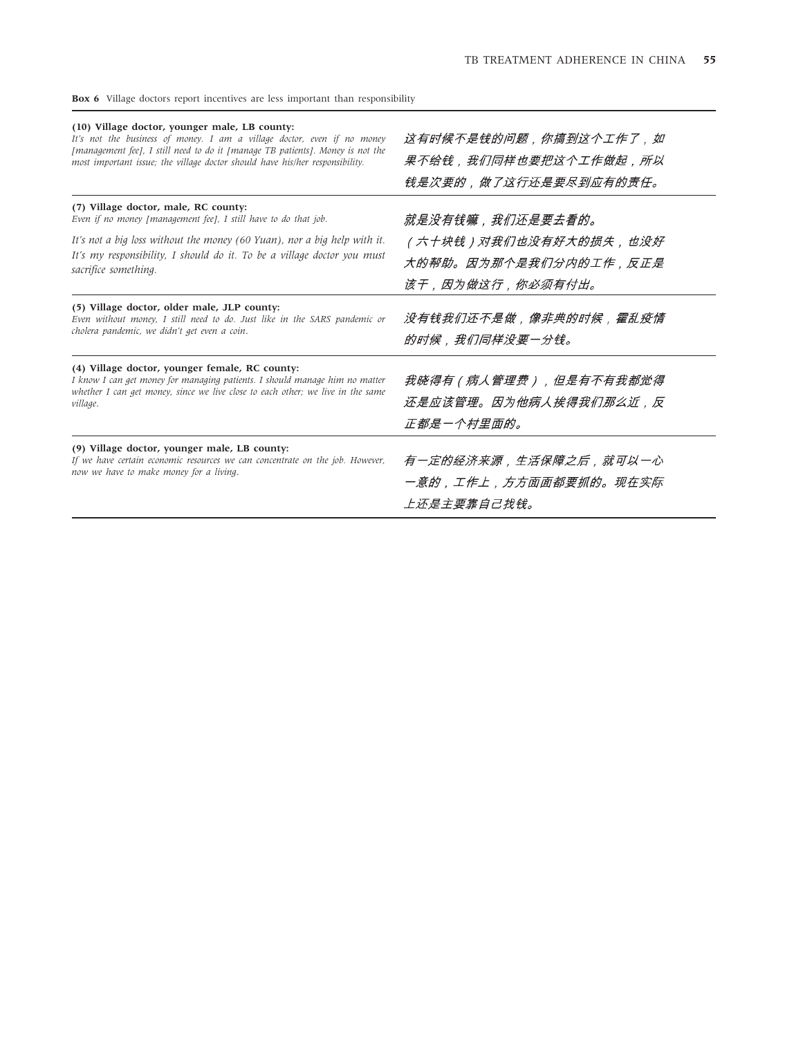**Box 6** Village doctors report incentives are less important than responsibility

| | |
|---|---|
| **(10) Village doctor, younger male, LB county:**<br>*It's not the business of money. I am a village doctor, even if no money [management fee], I still need to do it [manage TB patients]. Money is not the most important issue; the village doctor should have his/her responsibility.* | *这有时候不是钱的问题，你搞到这个工作了，如果不给钱，我们同样也要把这个工作做起，所以钱是次要的，做了这行还是要尽到应有的责任。* |
| **(7) Village doctor, male, RC county:**<br>*Even if no money [management fee], I still have to do that job.*<br>*It's not a big loss without the money (60 Yuan), nor a big help with it. It's my responsibility, I should do it. To be a village doctor you must sacrifice something.* | *就是没有钱嘛，我们还是要去看的。*<br>*（六十块钱）对我们也没有好大的损失，也没好大的帮助。因为那个是我们分内的工作，反正是该干，因为做这行，你必须有付出。* |
| **(5) Village doctor, older male, JLP county:**<br>*Even without money, I still need to do. Just like in the SARS pandemic or cholera pandemic, we didn't get even a coin.* | *没有钱我们还不是做，像非典的时候，霍乱疫情的时候，我们同样没要一分钱。* |
| **(4) Village doctor, younger female, RC county:**<br>*I know I can get money for managing patients. I should manage him no matter whether I can get money, since we live close to each other; we live in the same village.* | *我晓得有（病人管理费），但是有不有我都觉得还是应该管理。因为他病人挨得我们那么近，反正都是一个村里面的。* |
| **(9) Village doctor, younger male, LB county:**<br>*If we have certain economic resources we can concentrate on the job. However, now we have to make money for a living.* | *有一定的经济来源，生活保障之后，就可以一心一意的，工作上，方方面面都要抓的。现在实际上还是主要靠自己找钱。* |